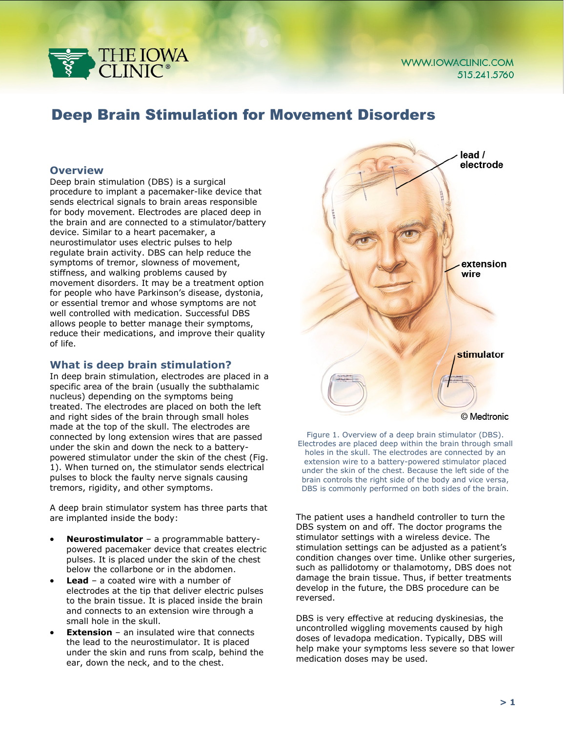# Deep Brain Stimulation for Movement Disorders

## Overview

Deep brain stimulation (DBS) is a surgical procedure to implant a pacemaker-like device that sends electrical signals to brain areas responsible for body movement. Electrodes are placed deep in the brain and are connected to a stimulator/battery device. Similar to a heart pacemaker, a neurostimulator uses electric pulses to help regulate brain activity. DBS can help reduce the symptoms of tremor, slowness of movement, stiffness, and walking problems caused by movement disorders. It may be a treatment option for people who have Parkinson's disease, dystonia, or essential tremor and whose symptoms are not well controlled with medication. Successful DBS allows people to better manage their symptoms, reduce their medications, and improve their quality of life.

## What is deep brain stimulation?

In deep brain stimulation, electrodes are placed in a specific area of the brain (usually the subthalamic nucleus) depending on the symptoms being treated. The electrodes are placed on both the left and right sides of the brain through small holes made at the top of the skull. The electrodes are connected by long extension wires that are passed under the skin and down the neck to a battery-powered stimulator under the skin of the chest (Fig. 1). When turned on, the stimulator sends electrical pulses to block the faulty nerve signals causing tremors, rigidity, and other symptoms.

A deep brain stimulator system has three parts that are implanted inside the body:

- **Neurostimulator** – a programmable battery-powered pacemaker device that creates electric pulses. It is placed under the skin of the chest below the collarbone or in the abdomen.
- **Lead** – a coated wire with a number of electrodes at the tip that deliver electric pulses to the brain tissue. It is placed inside the brain and connects to an extension wire through a small hole in the skull.
- **Extension** – an insulated wire that connects the lead to the neurostimulator. It is placed under the skin and runs from scalp, behind the ear, down the neck, and to the chest.

lead / electrode

extension wire

stimulator

© Medtronic

Figure 1. Overview of a deep brain stimulator (DBS). Electrodes are placed deep within the brain through small holes in the skull. The electrodes are connected by an extension wire to a battery-powered stimulator placed under the skin of the chest. Because the left side of the brain controls the right side of the body and vice versa, DBS is commonly performed on both sides of the brain.

The patient uses a handheld controller to turn the DBS system on and off. The doctor programs the stimulator settings with a wireless device. The stimulation settings can be adjusted as a patient's condition changes over time. Unlike other surgeries, such as pallidotomy or thalamotomy, DBS does not damage the brain tissue. Thus, if better treatments develop in the future, the DBS procedure can be reversed.

DBS is very effective at reducing dyskinesias, the uncontrolled wiggling movements caused by high doses of levadopa medication. Typically, DBS will help make your symptoms less severe so that lower medication doses may be used.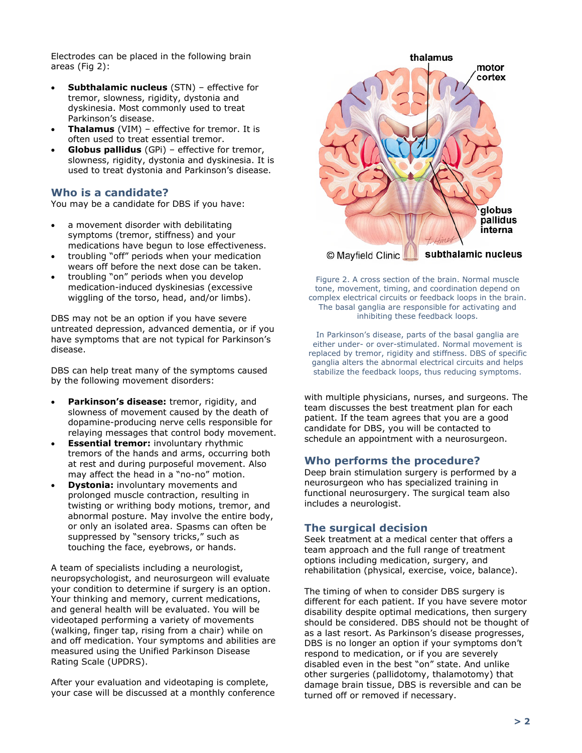Electrodes can be placed in the following brain areas (Fig 2):

- **Subthalamic nucleus** (STN) – effective for tremor, slowness, rigidity, dystonia and dyskinesia. Most commonly used to treat Parkinson's disease.
- **Thalamus** (VIM) – effective for tremor. It is often used to treat essential tremor.
- **Globus pallidus** (GPi) – effective for tremor, slowness, rigidity, dystonia and dyskinesia. It is used to treat dystonia and Parkinson's disease.

## Who is a candidate?

You may be a candidate for DBS if you have:

- a movement disorder with debilitating symptoms (tremor, stiffness) and your medications have begun to lose effectiveness.
- troubling "off" periods when your medication wears off before the next dose can be taken.
- troubling "on" periods when you develop medication-induced dyskinesias (excessive wiggling of the torso, head, and/or limbs).

DBS may not be an option if you have severe untreated depression, advanced dementia, or if you have symptoms that are not typical for Parkinson's disease.

DBS can help treat many of the symptoms caused by the following movement disorders:

- **Parkinson's disease:** tremor, rigidity, and slowness of movement caused by the death of dopamine-producing nerve cells responsible for relaying messages that control body movement.
- **Essential tremor:** involuntary rhythmic tremors of the hands and arms, occurring both at rest and during purposeful movement. Also may affect the head in a "no-no" motion.
- **Dystonia:** involuntary movements and prolonged muscle contraction, resulting in twisting or writhing body motions, tremor, and abnormal posture. May involve the entire body, or only an isolated area. Spasms can often be suppressed by "sensory tricks," such as touching the face, eyebrows, or hands.

A team of specialists including a neurologist, neuropsychologist, and neurosurgeon will evaluate your condition to determine if surgery is an option. Your thinking and memory, current medications, and general health will be evaluated. You will be videotaped performing a variety of movements (walking, finger tap, rising from a chair) while on and off medication. Your symptoms and abilities are measured using the Unified Parkinson Disease Rating Scale (UPDRS).

After your evaluation and videotaping is complete, your case will be discussed at a monthly conference with multiple physicians, nurses, and surgeons. The team discusses the best treatment plan for each patient. If the team agrees that you are a good candidate for DBS, you will be contacted to schedule an appointment with a neurosurgeon.

Figure 2. A cross section of the brain. Normal muscle tone, movement, timing, and coordination depend on complex electrical circuits or feedback loops in the brain. The basal ganglia are responsible for activating and inhibiting these feedback loops.

In Parkinson's disease, parts of the basal ganglia are either under- or over-stimulated. Normal movement is replaced by tremor, rigidity and stiffness. DBS of specific ganglia alters the abnormal electrical circuits and helps stabilize the feedback loops, thus reducing symptoms.

## Who performs the procedure?

Deep brain stimulation surgery is performed by a neurosurgeon who has specialized training in functional neurosurgery. The surgical team also includes a neurologist.

## The surgical decision

Seek treatment at a medical center that offers a team approach and the full range of treatment options including medication, surgery, and rehabilitation (physical, exercise, voice, balance).

The timing of when to consider DBS surgery is different for each patient. If you have severe motor disability despite optimal medications, then surgery should be considered. DBS should not be thought of as a last resort. As Parkinson's disease progresses, DBS is no longer an option if your symptoms don't respond to medication, or if you are severely disabled even in the best "on" state. And unlike other surgeries (pallidotomy, thalamotomy) that damage brain tissue, DBS is reversible and can be turned off or removed if necessary.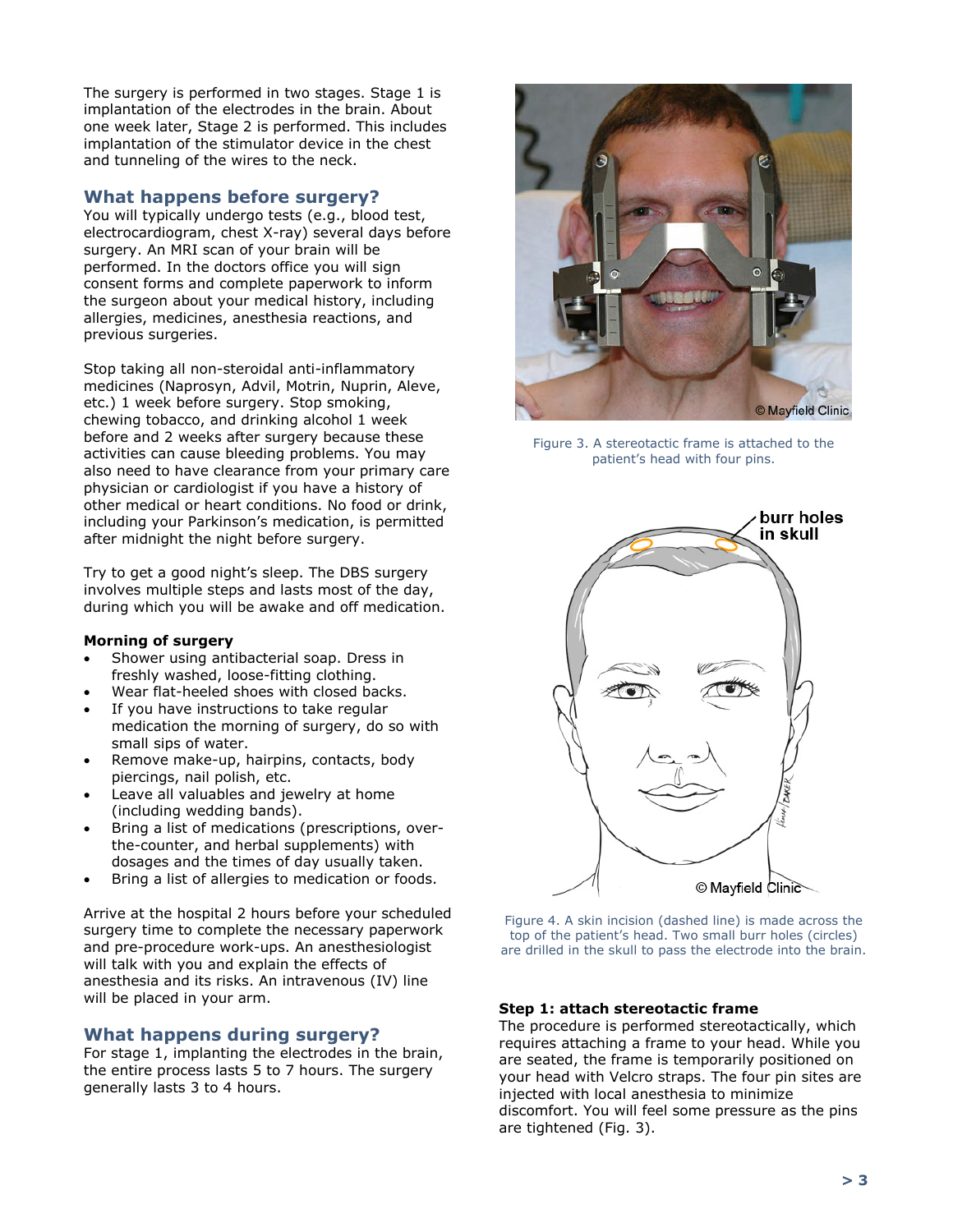The surgery is performed in two stages. Stage 1 is implantation of the electrodes in the brain. About one week later, Stage 2 is performed. This includes implantation of the stimulator device in the chest and tunneling of the wires to the neck.

## What happens before surgery?

You will typically undergo tests (e.g., blood test, electrocardiogram, chest X-ray) several days before surgery. An MRI scan of your brain will be performed. In the doctors office you will sign consent forms and complete paperwork to inform the surgeon about your medical history, including allergies, medicines, anesthesia reactions, and previous surgeries.

Stop taking all non-steroidal anti-inflammatory medicines (Naprosyn, Advil, Motrin, Nuprin, Aleve, etc.) 1 week before surgery. Stop smoking, chewing tobacco, and drinking alcohol 1 week before and 2 weeks after surgery because these activities can cause bleeding problems. You may also need to have clearance from your primary care physician or cardiologist if you have a history of other medical or heart conditions. No food or drink, including your Parkinson's medication, is permitted after midnight the night before surgery.

Try to get a good night's sleep. The DBS surgery involves multiple steps and lasts most of the day, during which you will be awake and off medication.

**Morning of surgery**

- Shower using antibacterial soap. Dress in freshly washed, loose-fitting clothing.
- Wear flat-heeled shoes with closed backs.
- If you have instructions to take regular medication the morning of surgery, do so with small sips of water.
- Remove make-up, hairpins, contacts, body piercings, nail polish, etc.
- Leave all valuables and jewelry at home (including wedding bands).
- Bring a list of medications (prescriptions, over-the-counter, and herbal supplements) with dosages and the times of day usually taken.
- Bring a list of allergies to medication or foods.

Arrive at the hospital 2 hours before your scheduled surgery time to complete the necessary paperwork and pre-procedure work-ups. An anesthesiologist will talk with you and explain the effects of anesthesia and its risks. An intravenous (IV) line will be placed in your arm.

## What happens during surgery?

For stage 1, implanting the electrodes in the brain, the entire process lasts 5 to 7 hours. The surgery generally lasts 3 to 4 hours.

Figure 3. A stereotactic frame is attached to the patient's head with four pins.

Figure 4. A skin incision (dashed line) is made across the top of the patient's head. Two small burr holes (circles) are drilled in the skull to pass the electrode into the brain.

**Step 1: attach stereotactic frame**

The procedure is performed stereotactically, which requires attaching a frame to your head. While you are seated, the frame is temporarily positioned on your head with Velcro straps. The four pin sites are injected with local anesthesia to minimize discomfort. You will feel some pressure as the pins are tightened (Fig. 3).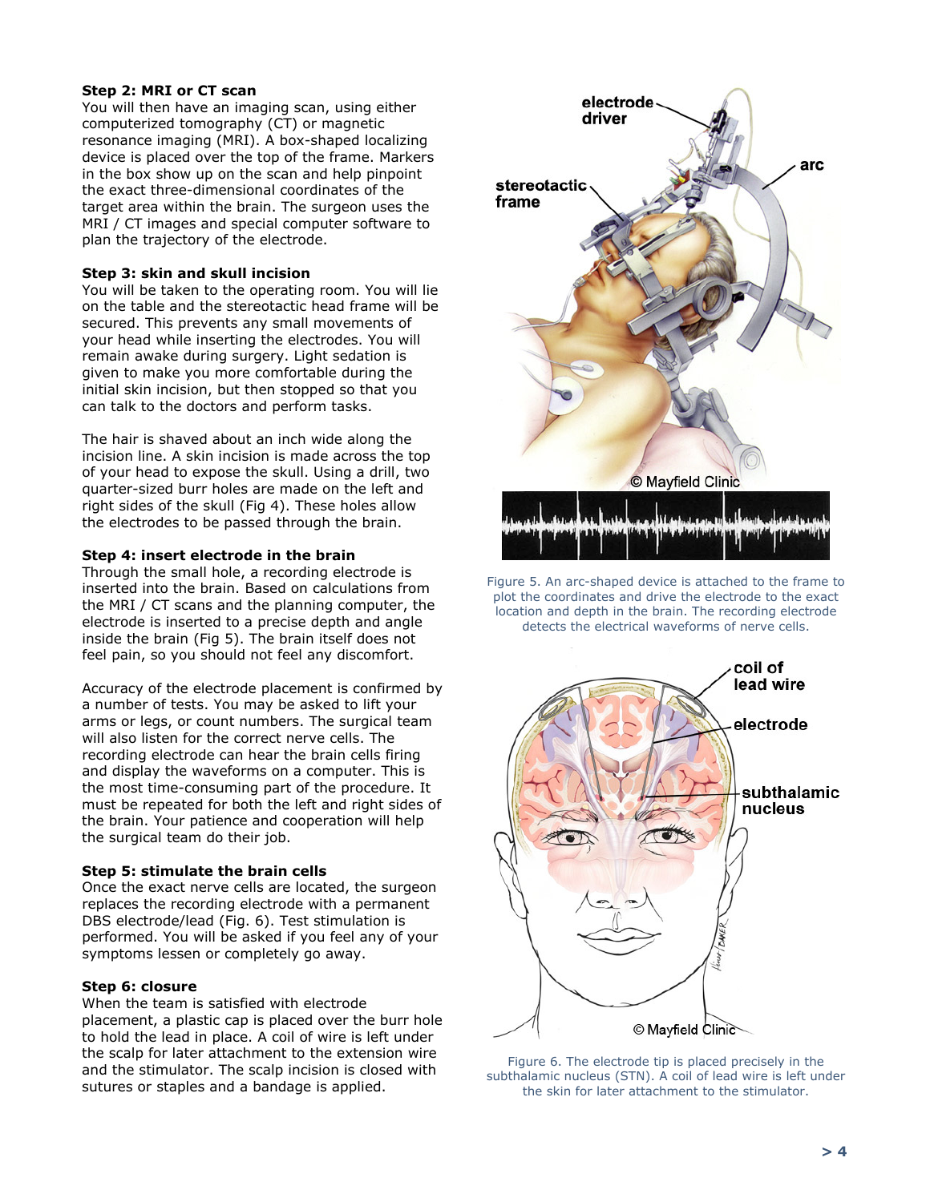### Step 2: MRI or CT scan

You will then have an imaging scan, using either computerized tomography (CT) or magnetic resonance imaging (MRI). A box-shaped localizing device is placed over the top of the frame. Markers in the box show up on the scan and help pinpoint the exact three-dimensional coordinates of the target area within the brain. The surgeon uses the MRI / CT images and special computer software to plan the trajectory of the electrode.

### Step 3: skin and skull incision

You will be taken to the operating room. You will lie on the table and the stereotactic head frame will be secured. This prevents any small movements of your head while inserting the electrodes. You will remain awake during surgery. Light sedation is given to make you more comfortable during the initial skin incision, but then stopped so that you can talk to the doctors and perform tasks.

The hair is shaved about an inch wide along the incision line. A skin incision is made across the top of your head to expose the skull. Using a drill, two quarter-sized burr holes are made on the left and right sides of the skull (Fig 4). These holes allow the electrodes to be passed through the brain.

### Step 4: insert electrode in the brain

Through the small hole, a recording electrode is inserted into the brain. Based on calculations from the MRI / CT scans and the planning computer, the electrode is inserted to a precise depth and angle inside the brain (Fig 5). The brain itself does not feel pain, so you should not feel any discomfort.

Accuracy of the electrode placement is confirmed by a number of tests. You may be asked to lift your arms or legs, or count numbers. The surgical team will also listen for the correct nerve cells. The recording electrode can hear the brain cells firing and display the waveforms on a computer. This is the most time-consuming part of the procedure. It must be repeated for both the left and right sides of the brain. Your patience and cooperation will help the surgical team do their job.

### Step 5: stimulate the brain cells

Once the exact nerve cells are located, the surgeon replaces the recording electrode with a permanent DBS electrode/lead (Fig. 6). Test stimulation is performed. You will be asked if you feel any of your symptoms lessen or completely go away.

### Step 6: closure

When the team is satisfied with electrode placement, a plastic cap is placed over the burr hole to hold the lead in place. A coil of wire is left under the scalp for later attachment to the extension wire and the stimulator. The scalp incision is closed with sutures or staples and a bandage is applied.

Figure 5. An arc-shaped device is attached to the frame to plot the coordinates and drive the electrode to the exact location and depth in the brain. The recording electrode detects the electrical waveforms of nerve cells.

Figure 6. The electrode tip is placed precisely in the subthalamic nucleus (STN). A coil of lead wire is left under the skin for later attachment to the stimulator.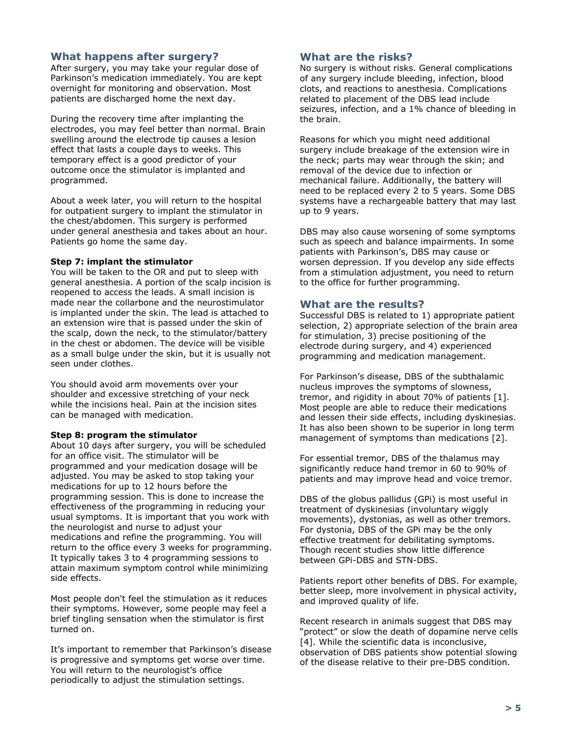## What happens after surgery?

After surgery, you may take your regular dose of Parkinson's medication immediately. You are kept overnight for monitoring and observation. Most patients are discharged home the next day.

During the recovery time after implanting the electrodes, you may feel better than normal. Brain swelling around the electrode tip causes a lesion effect that lasts a couple days to weeks. This temporary effect is a good predictor of your outcome once the stimulator is implanted and programmed.

About a week later, you will return to the hospital for outpatient surgery to implant the stimulator in the chest/abdomen. This surgery is performed under general anesthesia and takes about an hour. Patients go home the same day.

**Step 7: implant the stimulator**

You will be taken to the OR and put to sleep with general anesthesia. A portion of the scalp incision is reopened to access the leads. A small incision is made near the collarbone and the neurostimulator is implanted under the skin. The lead is attached to an extension wire that is passed under the skin of the scalp, down the neck, to the stimulator/battery in the chest or abdomen. The device will be visible as a small bulge under the skin, but it is usually not seen under clothes.

You should avoid arm movements over your shoulder and excessive stretching of your neck while the incisions heal. Pain at the incision sites can be managed with medication.

**Step 8: program the stimulator**

About 10 days after surgery, you will be scheduled for an office visit. The stimulator will be programmed and your medication dosage will be adjusted. You may be asked to stop taking your medications for up to 12 hours before the programming session. This is done to increase the effectiveness of the programming in reducing your usual symptoms. It is important that you work with the neurologist and nurse to adjust your medications and refine the programming. You will return to the office every 3 weeks for programming. It typically takes 3 to 4 programming sessions to attain maximum symptom control while minimizing side effects.

Most people don't feel the stimulation as it reduces their symptoms. However, some people may feel a brief tingling sensation when the stimulator is first turned on.

It's important to remember that Parkinson's disease is progressive and symptoms get worse over time. You will return to the neurologist's office periodically to adjust the stimulation settings.

## What are the risks?

No surgery is without risks. General complications of any surgery include bleeding, infection, blood clots, and reactions to anesthesia. Complications related to placement of the DBS lead include seizures, infection, and a 1% chance of bleeding in the brain.

Reasons for which you might need additional surgery include breakage of the extension wire in the neck; parts may wear through the skin; and removal of the device due to infection or mechanical failure. Additionally, the battery will need to be replaced every 2 to 5 years. Some DBS systems have a rechargeable battery that may last up to 9 years.

DBS may also cause worsening of some symptoms such as speech and balance impairments. In some patients with Parkinson's, DBS may cause or worsen depression. If you develop any side effects from a stimulation adjustment, you need to return to the office for further programming.

## What are the results?

Successful DBS is related to 1) appropriate patient selection, 2) appropriate selection of the brain area for stimulation, 3) precise positioning of the electrode during surgery, and 4) experienced programming and medication management.

For Parkinson's disease, DBS of the subthalamic nucleus improves the symptoms of slowness, tremor, and rigidity in about 70% of patients [1]. Most people are able to reduce their medications and lessen their side effects, including dyskinesias. It has also been shown to be superior in long term management of symptoms than medications [2].

For essential tremor, DBS of the thalamus may significantly reduce hand tremor in 60 to 90% of patients and may improve head and voice tremor.

DBS of the globus pallidus (GPi) is most useful in treatment of dyskinesias (involuntary wiggly movements), dystonias, as well as other tremors. For dystonia, DBS of the GPi may be the only effective treatment for debilitating symptoms. Though recent studies show little difference between GPi-DBS and STN-DBS.

Patients report other benefits of DBS. For example, better sleep, more involvement in physical activity, and improved quality of life.

Recent research in animals suggest that DBS may "protect" or slow the death of dopamine nerve cells [4]. While the scientific data is inconclusive, observation of DBS patients show potential slowing of the disease relative to their pre-DBS condition.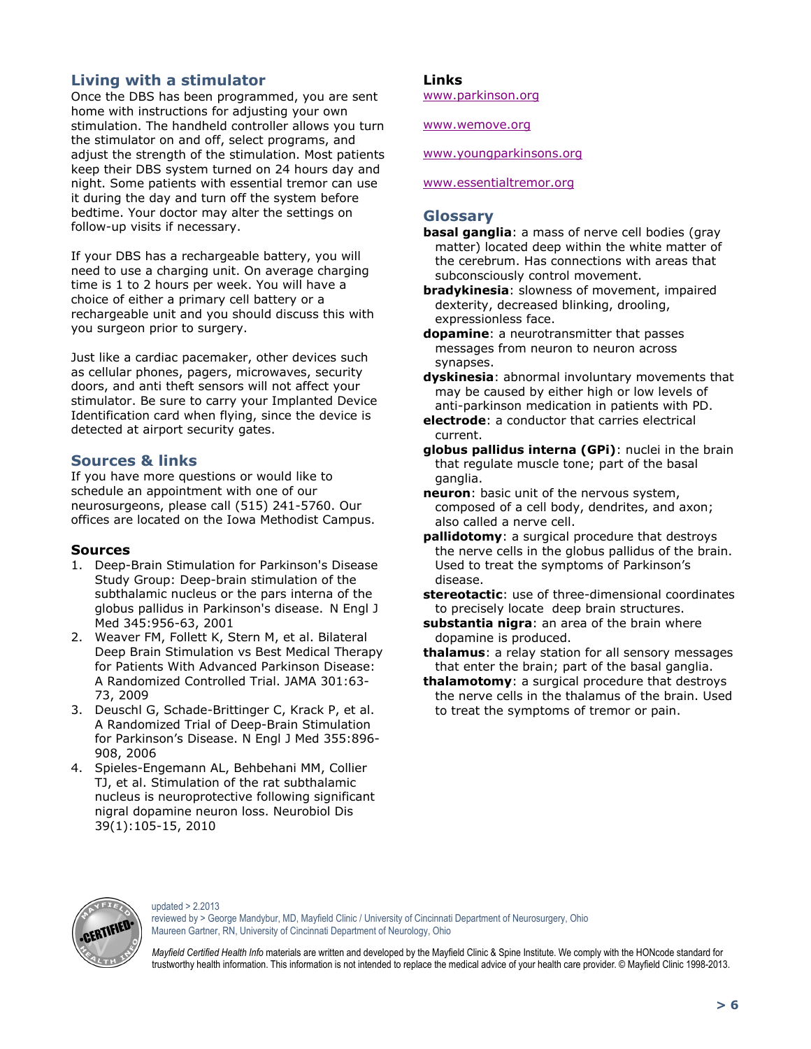## Living with a stimulator

Once the DBS has been programmed, you are sent home with instructions for adjusting your own stimulation. The handheld controller allows you turn the stimulator on and off, select programs, and adjust the strength of the stimulation. Most patients keep their DBS system turned on 24 hours day and night. Some patients with essential tremor can use it during the day and turn off the system before bedtime. Your doctor may alter the settings on follow-up visits if necessary.

If your DBS has a rechargeable battery, you will need to use a charging unit. On average charging time is 1 to 2 hours per week. You will have a choice of either a primary cell battery or a rechargeable unit and you should discuss this with you surgeon prior to surgery.

Just like a cardiac pacemaker, other devices such as cellular phones, pagers, microwaves, security doors, and anti theft sensors will not affect your stimulator. Be sure to carry your Implanted Device Identification card when flying, since the device is detected at airport security gates.

## Sources & links

If you have more questions or would like to schedule an appointment with one of our neurosurgeons, please call (515) 241-5760. Our offices are located on the Iowa Methodist Campus.

### Sources

1. Deep-Brain Stimulation for Parkinson's Disease Study Group: Deep-brain stimulation of the subthalamic nucleus or the pars interna of the globus pallidus in Parkinson's disease. N Engl J Med 345:956-63, 2001
2. Weaver FM, Follett K, Stern M, et al. Bilateral Deep Brain Stimulation vs Best Medical Therapy for Patients With Advanced Parkinson Disease: A Randomized Controlled Trial. JAMA 301:63-73, 2009
3. Deuschl G, Schade-Brittinger C, Krack P, et al. A Randomized Trial of Deep-Brain Stimulation for Parkinson's Disease. N Engl J Med 355:896-908, 2006
4. Spieles-Engemann AL, Behbehani MM, Collier TJ, et al. Stimulation of the rat subthalamic nucleus is neuroprotective following significant nigral dopamine neuron loss. Neurobiol Dis 39(1):105-15, 2010

### Links

www.parkinson.org

www.wemove.org

www.youngparkinsons.org

www.essentialtremor.org

## Glossary

**basal ganglia**: a mass of nerve cell bodies (gray matter) located deep within the white matter of the cerebrum. Has connections with areas that subconsciously control movement.

**bradykinesia**: slowness of movement, impaired dexterity, decreased blinking, drooling, expressionless face.

**dopamine**: a neurotransmitter that passes messages from neuron to neuron across synapses.

**dyskinesia**: abnormal involuntary movements that may be caused by either high or low levels of anti-parkinson medication in patients with PD.

**electrode**: a conductor that carries electrical current.

**globus pallidus interna (GPi)**: nuclei in the brain that regulate muscle tone; part of the basal ganglia.

**neuron**: basic unit of the nervous system, composed of a cell body, dendrites, and axon; also called a nerve cell.

**pallidotomy**: a surgical procedure that destroys the nerve cells in the globus pallidus of the brain. Used to treat the symptoms of Parkinson's disease.

**stereotactic**: use of three-dimensional coordinates to precisely locate deep brain structures.

**substantia nigra**: an area of the brain where dopamine is produced.

**thalamus**: a relay station for all sensory messages that enter the brain; part of the basal ganglia.

**thalamotomy**: a surgical procedure that destroys the nerve cells in the thalamus of the brain. Used to treat the symptoms of tremor or pain.

updated > 2.2013
reviewed by > George Mandybur, MD, Mayfield Clinic / University of Cincinnati Department of Neurosurgery, Ohio
Maureen Gartner, RN, University of Cincinnati Department of Neurology, Ohio

*Mayfield Certified Health Info* materials are written and developed by the Mayfield Clinic & Spine Institute. We comply with the HONcode standard for trustworthy health information. This information is not intended to replace the medical advice of your health care provider. © Mayfield Clinic 1998-2013.